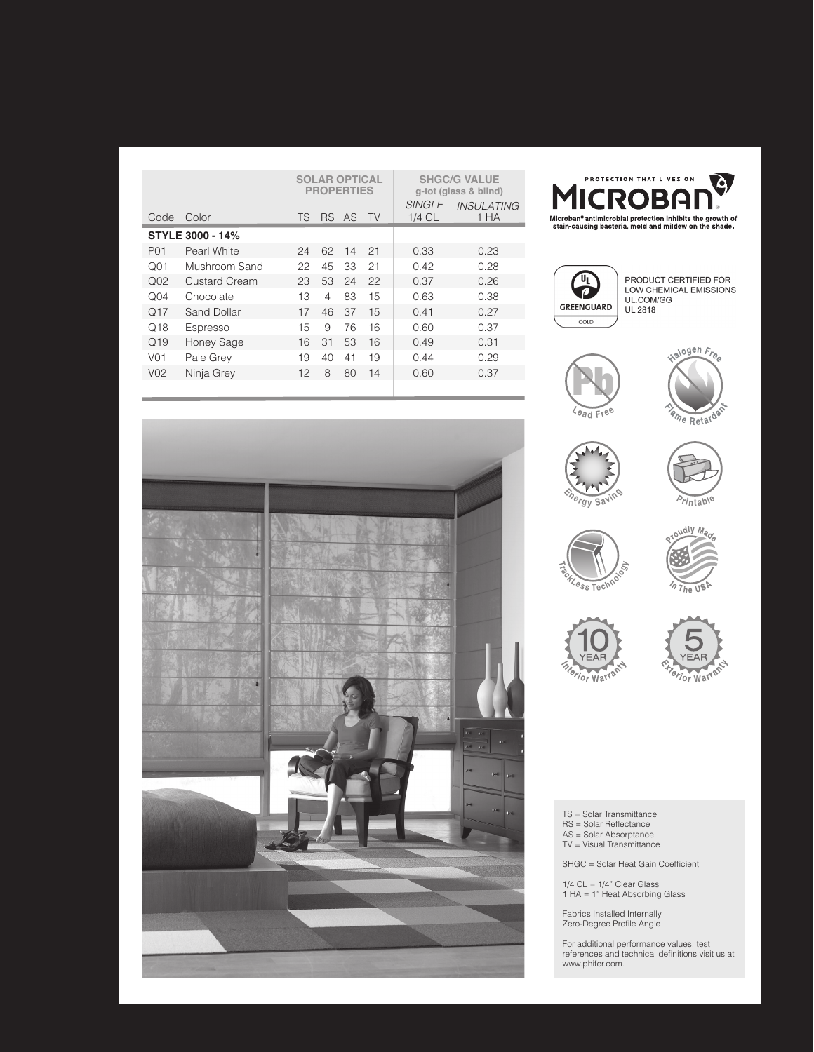| | | SOLAR OPTICAL PROPERTIES | | | | SHGC/G VALUE g-tot (glass & blind) | |
|---|---|---|---|---|---|---|---|
| | | | | | | *SINGLE* | *INSULATING* |
| Code | Color | TS | RS | AS | TV | 1/4 CL | 1 HA |
| **STYLE 3000 - 14%** | | | | | | | |
| P01 | Pearl White | 24 | 62 | 14 | 21 | 0.33 | 0.23 |
| Q01 | Mushroom Sand | 22 | 45 | 33 | 21 | 0.42 | 0.28 |
| Q02 | Custard Cream | 23 | 53 | 24 | 22 | 0.37 | 0.26 |
| Q04 | Chocolate | 13 | 4 | 83 | 15 | 0.63 | 0.38 |
| Q17 | Sand Dollar | 17 | 46 | 37 | 15 | 0.41 | 0.27 |
| Q18 | Espresso | 15 | 9 | 76 | 16 | 0.60 | 0.37 |
| Q19 | Honey Sage | 16 | 31 | 53 | 16 | 0.49 | 0.31 |
| V01 | Pale Grey | 19 | 40 | 41 | 19 | 0.44 | 0.29 |
| V02 | Ninja Grey | 12 | 8 | 80 | 14 | 0.60 | 0.37 |

PROTECTION THAT LIVES ON

MICROBAN®

**Microban® antimicrobial protection inhibits the growth of stain-causing bacteria, mold and mildew on the shade.**

UL GREENGUARD GOLD

PRODUCT CERTIFIED FOR LOW CHEMICAL EMISSIONS
UL.COM/GG
UL 2818

Lead Free

Halogen Free Flame Retardant

Energy Saving

Printable

TrackLess Technology

Proudly Made In The USA

10 YEAR Interior Warranty

5 YEAR Exterior Warranty

TS = Solar Transmittance
RS = Solar Reflectance
AS = Solar Absorptance
TV = Visual Transmittance

SHGC = Solar Heat Gain Coefficient

1/4 CL = 1/4" Clear Glass
1 HA = 1" Heat Absorbing Glass

Fabrics Installed Internally
Zero-Degree Profile Angle

For additional performance values, test references and technical definitions visit us at www.phifer.com.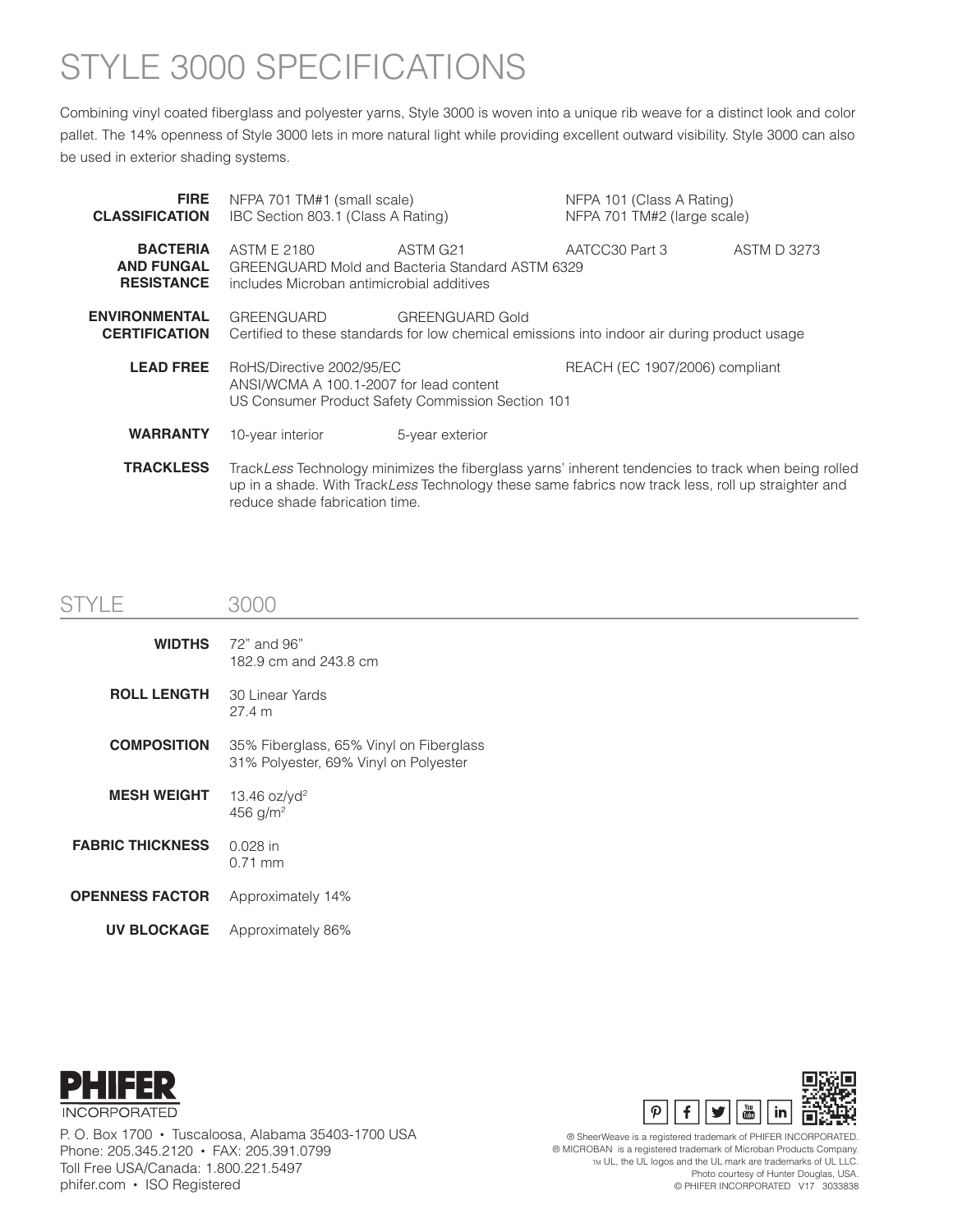# STYLE 3000 SPECIFICATIONS

Combining vinyl coated fiberglass and polyester yarns, Style 3000 is woven into a unique rib weave for a distinct look and color pallet. The 14% openness of Style 3000 lets in more natural light while providing excellent outward visibility. Style 3000 can also be used in exterior shading systems.

| | | | | |
|---|---|---|---|---|
| **FIRE CLASSIFICATION** | NFPA 701 TM#1 (small scale)<br>IBC Section 803.1 (Class A Rating) | | NFPA 101 (Class A Rating)<br>NFPA 701 TM#2 (large scale) | |
| **BACTERIA AND FUNGAL RESISTANCE** | ASTM E 2180 | ASTM G21 | AATCC30 Part 3 | ASTM D 3273 |
| | GREENGUARD Mold and Bacteria Standard ASTM 6329<br>includes Microban antimicrobial additives | | | |
| **ENVIRONMENTAL CERTIFICATION** | GREENGUARD | GREENGUARD Gold | | |
| | Certified to these standards for low chemical emissions into indoor air during product usage | | | |
| **LEAD FREE** | RoHS/Directive 2002/95/EC<br>ANSI/WCMA A 100.1-2007 for lead content<br>US Consumer Product Safety Commission Section 101 | | REACH (EC 1907/2006) compliant | |
| **WARRANTY** | 10-year interior | 5-year exterior | | |
| **TRACKLESS** | Track*Less* Technology minimizes the fiberglass yarns' inherent tendencies to track when being rolled up in a shade. With Track*Less* Technology these same fabrics now track less, roll up straighter and reduce shade fabrication time. | | | |

| STYLE | 3000 |
|---|---|
| **WIDTHS** | 72" and 96"<br>182.9 cm and 243.8 cm |
| **ROLL LENGTH** | 30 Linear Yards<br>27.4 m |
| **COMPOSITION** | 35% Fiberglass, 65% Vinyl on Fiberglass<br>31% Polyester, 69% Vinyl on Polyester |
| **MESH WEIGHT** | 13.46 oz/yd$^2$<br>456 g/m$^2$ |
| **FABRIC THICKNESS** | 0.028 in<br>0.71 mm |
| **OPENNESS FACTOR** | Approximately 14% |
| **UV BLOCKAGE** | Approximately 86% |

PHIFER INCORPORATED

P. O. Box 1700 • Tuscaloosa, Alabama 35403-1700 USA
Phone: 205.345.2120 • FAX: 205.391.0799
Toll Free USA/Canada: 1.800.221.5497
phifer.com • ISO Registered

® SheerWeave is a registered trademark of PHIFER INCORPORATED.
® MICROBAN is a registered trademark of Microban Products Company.
TM UL, the UL logos and the UL mark are trademarks of UL LLC.
Photo courtesy of Hunter Douglas, USA.
© PHIFER INCORPORATED V17 3033838